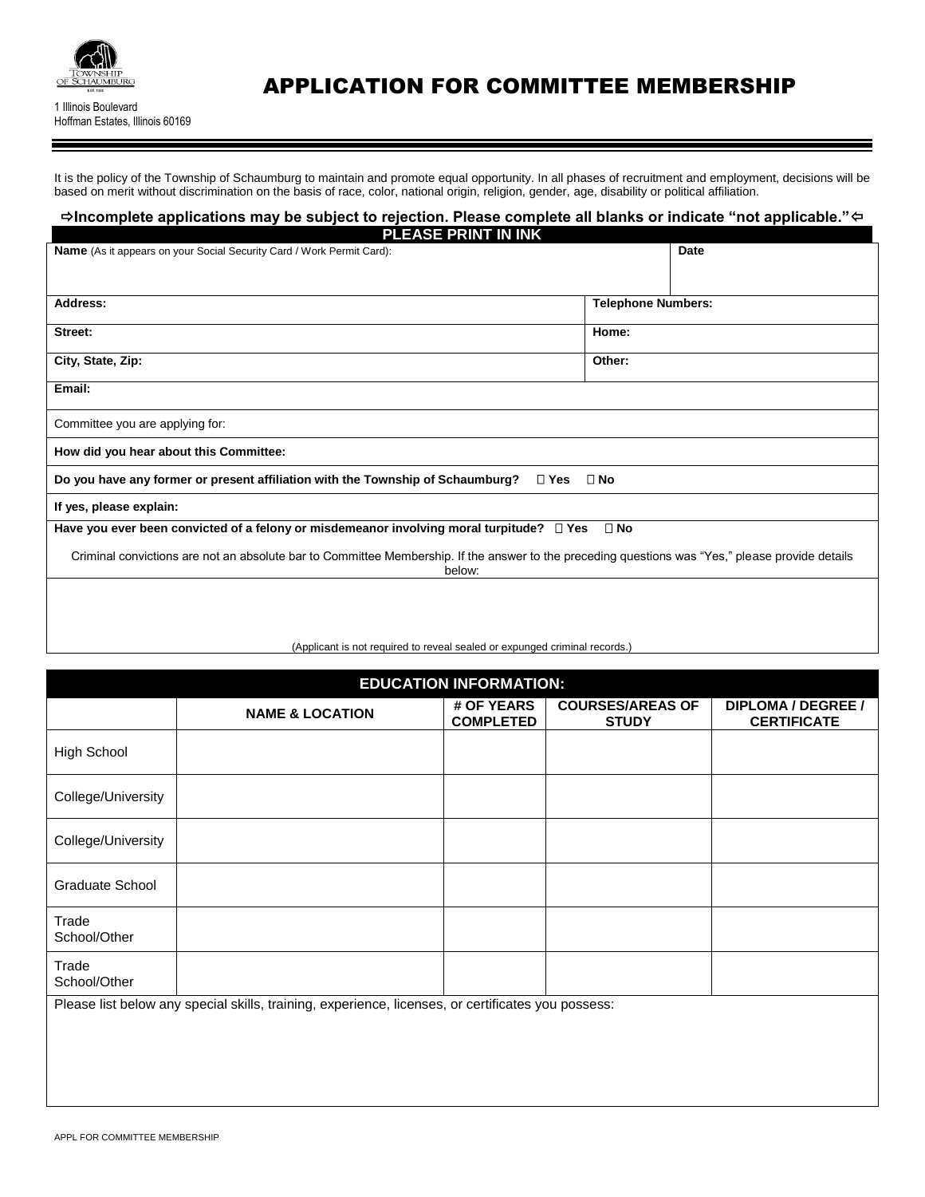TOWNSHIP OF SCHAUMBURG

1 Illinois Boulevard
Hoffman Estates, Illinois 60169

# APPLICATION FOR COMMITTEE MEMBERSHIP

It is the policy of the Township of Schaumburg to maintain and promote equal opportunity. In all phases of recruitment and employment, decisions will be based on merit without discrimination on the basis of race, color, national origin, religion, gender, age, disability or political affiliation.

**⇨Incomplete applications may be subject to rejection. Please complete all blanks or indicate "not applicable."⇦**

**PLEASE PRINT IN INK**

| **Name** (As it appears on your Social Security Card / Work Permit Card): | **Date** |
|---|---|
| | |

| **Address:** | **Telephone Numbers:** |
|---|---|
| **Street:** | **Home:** |
| **City, State, Zip:** | **Other:** |

**Email:**

Committee you are applying for:

**How did you hear about this Committee:**

**Do you have any former or present affiliation with the Township of Schaumburg?** ☐ **Yes** ☐ **No**

**If yes, please explain:**

**Have you ever been convicted of a felony or misdemeanor involving moral turpitude?** ☐ **Yes** ☐ **No**

Criminal convictions are not an absolute bar to Committee Membership. If the answer to the preceding questions was "Yes," please provide details below:

(Applicant is not required to reveal sealed or expunged criminal records.)

**EDUCATION INFORMATION:**

| | **NAME & LOCATION** | **# OF YEARS COMPLETED** | **COURSES/AREAS OF STUDY** | **DIPLOMA / DEGREE / CERTIFICATE** |
|---|---|---|---|---|
| High School | | | | |
| College/University | | | | |
| College/University | | | | |
| Graduate School | | | | |
| Trade School/Other | | | | |
| Trade School/Other | | | | |

Please list below any special skills, training, experience, licenses, or certificates you possess: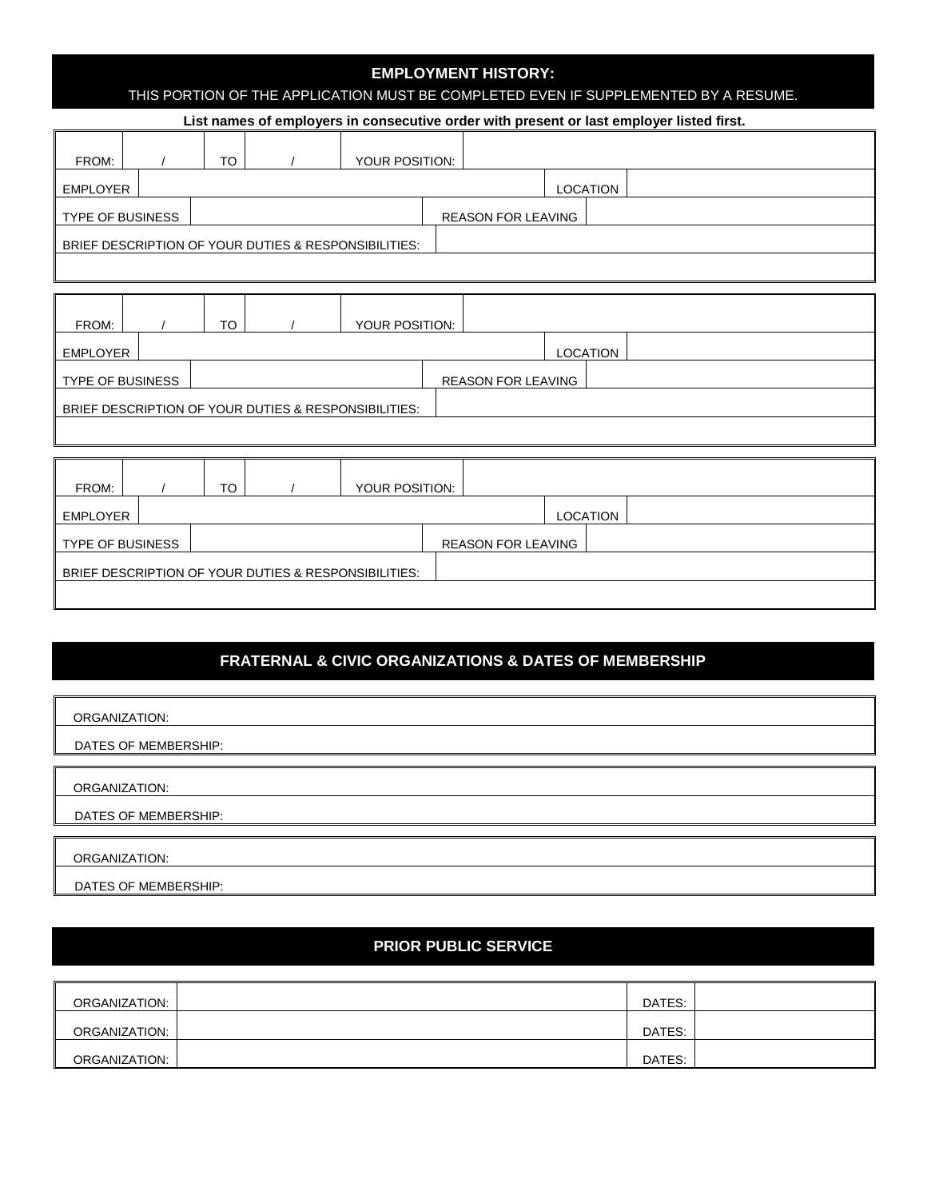## EMPLOYMENT HISTORY:

THIS PORTION OF THE APPLICATION MUST BE COMPLETED EVEN IF SUPPLEMENTED BY A RESUME.

**List names of employers in consecutive order with present or last employer listed first.**

| FROM: | / | TO | / | YOUR POSITION: | |
|---|---|---|---|---|---|
| EMPLOYER | | | | LOCATION | |
| TYPE OF BUSINESS | | | | REASON FOR LEAVING | |
| BRIEF DESCRIPTION OF YOUR DUTIES & RESPONSIBILITIES: | | | | | |
| | | | | | |

| FROM: | / | TO | / | YOUR POSITION: | |
|---|---|---|---|---|---|
| EMPLOYER | | | | LOCATION | |
| TYPE OF BUSINESS | | | | REASON FOR LEAVING | |
| BRIEF DESCRIPTION OF YOUR DUTIES & RESPONSIBILITIES: | | | | | |
| | | | | | |

| FROM: | / | TO | / | YOUR POSITION: | |
|---|---|---|---|---|---|
| EMPLOYER | | | | LOCATION | |
| TYPE OF BUSINESS | | | | REASON FOR LEAVING | |
| BRIEF DESCRIPTION OF YOUR DUTIES & RESPONSIBILITIES: | | | | | |
| | | | | | |

## FRATERNAL & CIVIC ORGANIZATIONS & DATES OF MEMBERSHIP

ORGANIZATION:

DATES OF MEMBERSHIP:

ORGANIZATION:

DATES OF MEMBERSHIP:

ORGANIZATION:

DATES OF MEMBERSHIP:

## PRIOR PUBLIC SERVICE

| ORGANIZATION: | | DATES: | |
|---|---|---|---|
| ORGANIZATION: | | DATES: | |
| ORGANIZATION: | | DATES: | |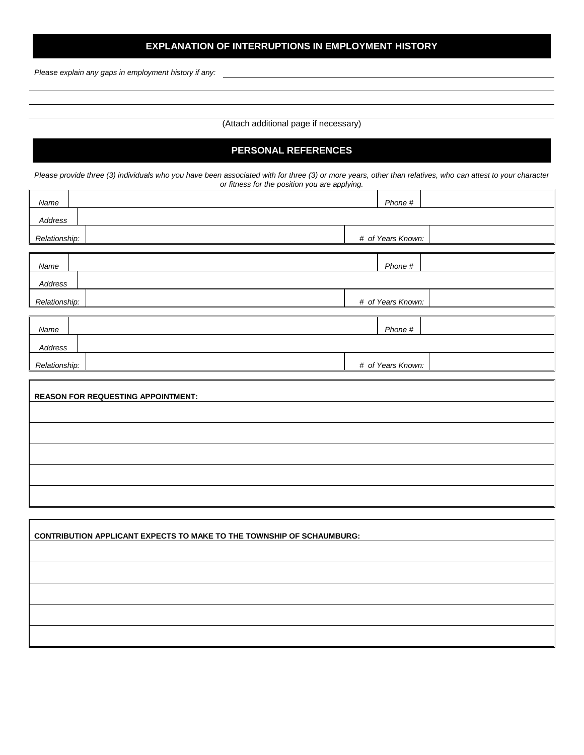## EXPLANATION OF INTERRUPTIONS IN EMPLOYMENT HISTORY

*Please explain any gaps in employment history if any:* ______________________________

_______________________________________________

_______________________________________________

_______________________________________________

(Attach additional page if necessary)

## PERSONAL REFERENCES

*Please provide three (3) individuals who you have been associated with for three (3) or more years, other than relatives, who can attest to your character or fitness for the position you are applying.*

| *Name* | | *Phone #* | |
|---|---|---|---|
| *Address* | | | |
| *Relationship:* | | *# of Years Known:* | |

| *Name* | | *Phone #* | |
|---|---|---|---|
| *Address* | | | |
| *Relationship:* | | *# of Years Known:* | |

| *Name* | | *Phone #* | |
|---|---|---|---|
| *Address* | | | |
| *Relationship:* | | *# of Years Known:* | |

| **REASON FOR REQUESTING APPOINTMENT:** |
|---|
| |
| |
| |
| |
| |

| **CONTRIBUTION APPLICANT EXPECTS TO MAKE TO THE TOWNSHIP OF SCHAUMBURG:** |
|---|
| |
| |
| |
| |
| |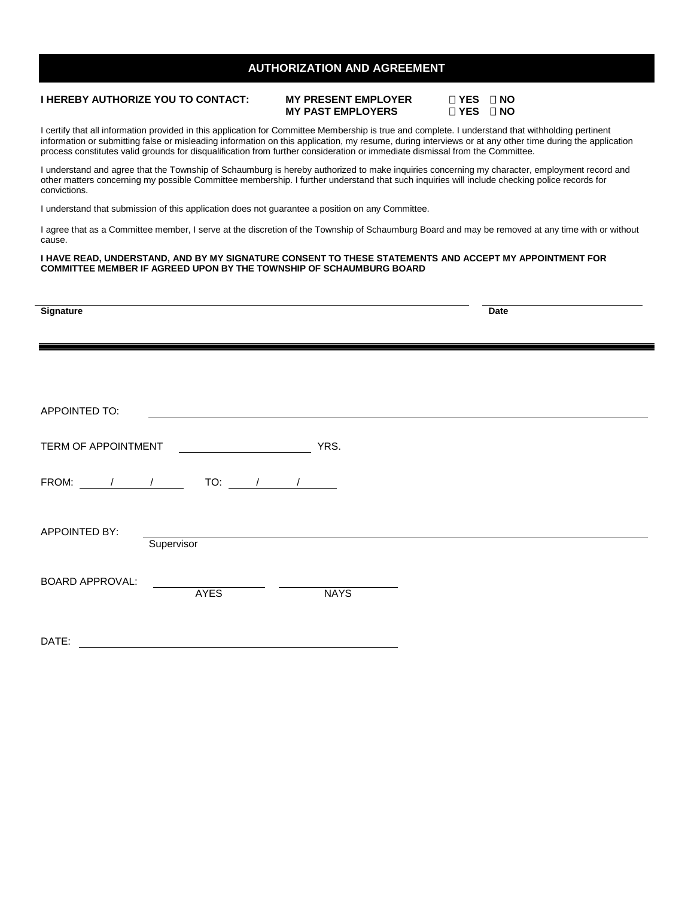## AUTHORIZATION AND AGREEMENT

**I HEREBY AUTHORIZE YOU TO CONTACT:** **MY PRESENT EMPLOYER** ☐ **YES** ☐ **NO**
**MY PAST EMPLOYERS** ☐ **YES** ☐ **NO**

I certify that all information provided in this application for Committee Membership is true and complete. I understand that withholding pertinent information or submitting false or misleading information on this application, my resume, during interviews or at any other time during the application process constitutes valid grounds for disqualification from further consideration or immediate dismissal from the Committee.

I understand and agree that the Township of Schaumburg is hereby authorized to make inquiries concerning my character, employment record and other matters concerning my possible Committee membership. I further understand that such inquiries will include checking police records for convictions.

I understand that submission of this application does not guarantee a position on any Committee.

I agree that as a Committee member, I serve at the discretion of the Township of Schaumburg Board and may be removed at any time with or without cause.

**I HAVE READ, UNDERSTAND, AND BY MY SIGNATURE CONSENT TO THESE STATEMENTS AND ACCEPT MY APPOINTMENT FOR COMMITTEE MEMBER IF AGREED UPON BY THE TOWNSHIP OF SCHAUMBURG BOARD**

\_\_\_\_\_\_\_\_\_\_\_\_\_\_\_\_\_\_\_\_\_\_\_\_\_\_\_\_\_\_\_\_\_\_\_\_\_\_ \_\_\_\_\_\_\_\_\_\_\_\_\_\_\_\_\_\_\_\_
**Signature** **Date**

---

APPOINTED TO: \_\_\_\_\_\_\_\_\_\_\_\_\_\_\_\_\_\_\_\_\_\_\_\_\_\_\_\_\_\_\_\_\_\_\_\_\_\_

TERM OF APPOINTMENT \_\_\_\_\_\_\_\_\_\_\_\_ YRS.

FROM: \_\_\_\_/\_\_\_\_/\_\_\_\_ TO: \_\_\_\_/\_\_\_\_/\_\_\_\_

APPOINTED BY: \_\_\_\_\_\_\_\_\_\_\_\_\_\_\_\_\_\_\_\_\_\_\_\_\_\_\_\_\_\_\_\_\_\_\_\_\_\_
Supervisor

BOARD APPROVAL: \_\_\_\_\_\_\_\_\_\_\_\_ \_\_\_\_\_\_\_\_\_\_\_\_
AYES NAYS

DATE: \_\_\_\_\_\_\_\_\_\_\_\_\_\_\_\_\_\_\_\_\_\_\_\_\_\_\_\_